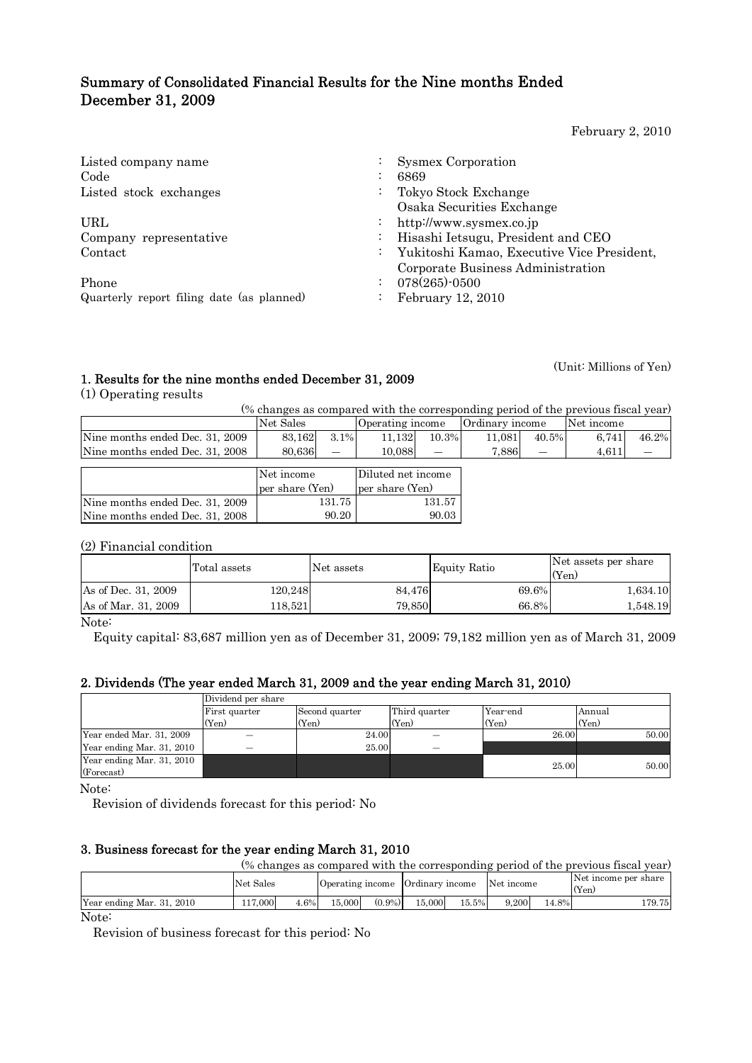# Summary of Consolidated Financial Results for the Nine months Ended December 31, 2009

February 2, 2010

| | | |
|---|---|---|
| Listed company name | : | Sysmex Corporation |
| Code | : | 6869 |
| Listed stock exchanges | : | Tokyo Stock Exchange<br>Osaka Securities Exchange |
| URL | : | http://www.sysmex.co.jp |
| Company representative | : | Hisashi Ietsugu, President and CEO |
| Contact | : | Yukitoshi Kamao, Executive Vice President, Corporate Business Administration |
| Phone | : | 078(265)-0500 |
| Quarterly report filing date (as planned) | : | February 12, 2010 |

(Unit: Millions of Yen)

## 1. Results for the nine months ended December 31, 2009

(1) Operating results

(% changes as compared with the corresponding period of the previous fiscal year)

| | Net Sales | | Operating income | | Ordinary income | | Net income | |
|---|---|---|---|---|---|---|---|---|
| Nine months ended Dec. 31, 2009 | 83,162 | 3.1% | 11,132 | 10.3% | 11,081 | 40.5% | 6,741 | 46.2% |
| Nine months ended Dec. 31, 2008 | 80,636 | — | 10,088 | — | 7,886 | — | 4,611 | — |

| | Net income per share (Yen) | Diluted net income per share (Yen) |
|---|---|---|
| Nine months ended Dec. 31, 2009 | 131.75 | 131.57 |
| Nine months ended Dec. 31, 2008 | 90.20 | 90.03 |

(2) Financial condition

| | Total assets | Net assets | Equity Ratio | Net assets per share (Yen) |
|---|---|---|---|---|
| As of Dec. 31, 2009 | 120,248 | 84,476 | 69.6% | 1,634.10 |
| As of Mar. 31, 2009 | 118,521 | 79,850 | 66.8% | 1,548.19 |

Note:

Equity capital: 83,687 million yen as of December 31, 2009; 79,182 million yen as of March 31, 2009

## 2. Dividends (The year ended March 31, 2009 and the year ending March 31, 2010)

| | Dividend per share | | | | |
|---|---|---|---|---|---|
| | First quarter (Yen) | Second quarter (Yen) | Third quarter (Yen) | Year-end (Yen) | Annual (Yen) |
| Year ended Mar. 31, 2009 | — | 24.00 | — | 26.00 | 50.00 |
| Year ending Mar. 31, 2010 | — | 25.00 | — | | |
| Year ending Mar. 31, 2010 (Forecast) | | | | 25.00 | 50.00 |

Note:

Revision of dividends forecast for this period: No

## 3. Business forecast for the year ending March 31, 2010

(% changes as compared with the corresponding period of the previous fiscal year)

| | Net Sales | | Operating income | | Ordinary income | | Net income | | Net income per share (Yen) |
|---|---|---|---|---|---|---|---|---|---|
| Year ending Mar. 31, 2010 | 117,000 | 4.6% | 15,000 | (0.9%) | 15,000 | 15.5% | 9,200 | 14.8% | 179.75 |

Note:

Revision of business forecast for this period: No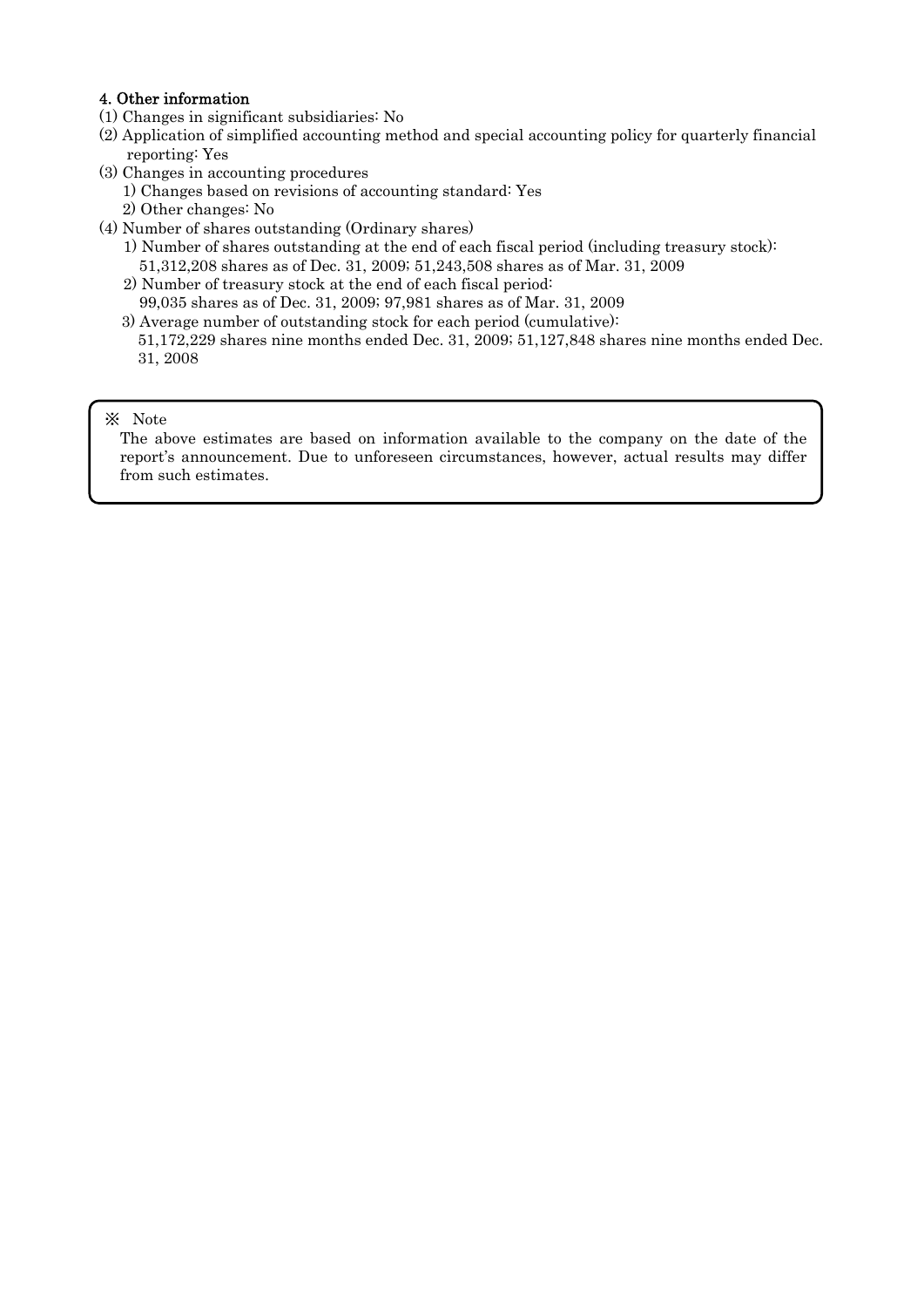## 4. Other information

(1) Changes in significant subsidiaries: No

(2) Application of simplified accounting method and special accounting policy for quarterly financial reporting: Yes

(3) Changes in accounting procedures

1) Changes based on revisions of accounting standard: Yes

2) Other changes: No

(4) Number of shares outstanding (Ordinary shares)

1) Number of shares outstanding at the end of each fiscal period (including treasury stock):
51,312,208 shares as of Dec. 31, 2009; 51,243,508 shares as of Mar. 31, 2009

2) Number of treasury stock at the end of each fiscal period:
99,035 shares as of Dec. 31, 2009; 97,981 shares as of Mar. 31, 2009

3) Average number of outstanding stock for each period (cumulative):
51,172,229 shares nine months ended Dec. 31, 2009; 51,127,848 shares nine months ended Dec. 31, 2008

※ Note

The above estimates are based on information available to the company on the date of the report's announcement. Due to unforeseen circumstances, however, actual results may differ from such estimates.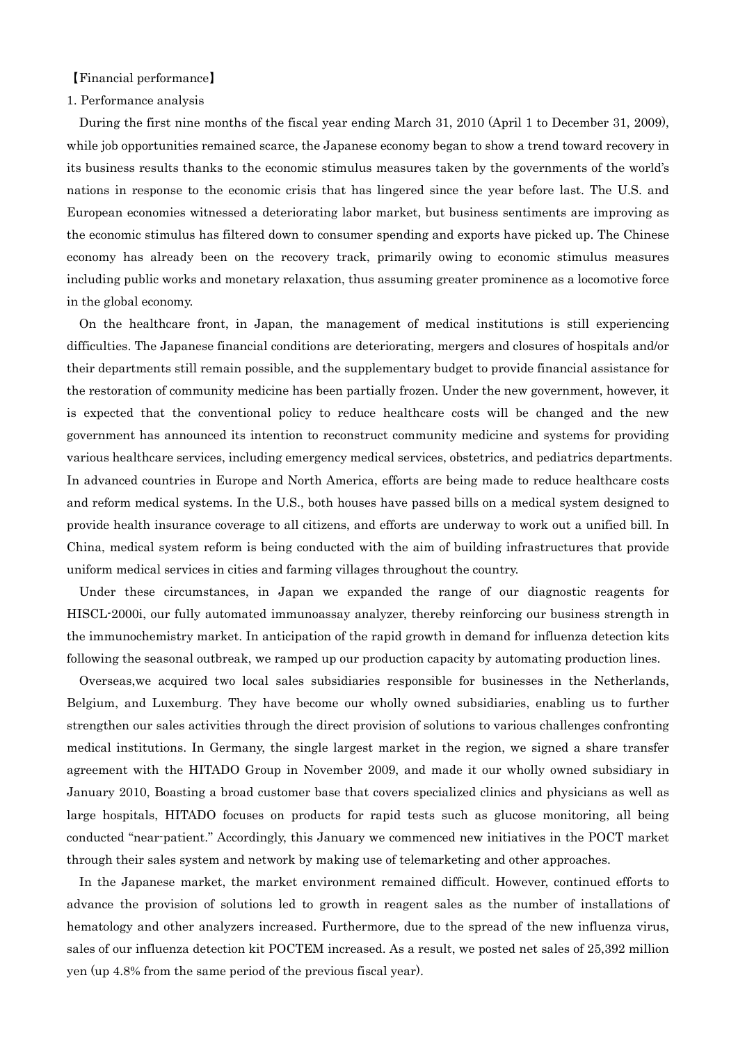【Financial performance】

1. Performance analysis

During the first nine months of the fiscal year ending March 31, 2010 (April 1 to December 31, 2009), while job opportunities remained scarce, the Japanese economy began to show a trend toward recovery in its business results thanks to the economic stimulus measures taken by the governments of the world's nations in response to the economic crisis that has lingered since the year before last. The U.S. and European economies witnessed a deteriorating labor market, but business sentiments are improving as the economic stimulus has filtered down to consumer spending and exports have picked up. The Chinese economy has already been on the recovery track, primarily owing to economic stimulus measures including public works and monetary relaxation, thus assuming greater prominence as a locomotive force in the global economy.

On the healthcare front, in Japan, the management of medical institutions is still experiencing difficulties. The Japanese financial conditions are deteriorating, mergers and closures of hospitals and/or their departments still remain possible, and the supplementary budget to provide financial assistance for the restoration of community medicine has been partially frozen. Under the new government, however, it is expected that the conventional policy to reduce healthcare costs will be changed and the new government has announced its intention to reconstruct community medicine and systems for providing various healthcare services, including emergency medical services, obstetrics, and pediatrics departments. In advanced countries in Europe and North America, efforts are being made to reduce healthcare costs and reform medical systems. In the U.S., both houses have passed bills on a medical system designed to provide health insurance coverage to all citizens, and efforts are underway to work out a unified bill. In China, medical system reform is being conducted with the aim of building infrastructures that provide uniform medical services in cities and farming villages throughout the country.

Under these circumstances, in Japan we expanded the range of our diagnostic reagents for HISCL-2000i, our fully automated immunoassay analyzer, thereby reinforcing our business strength in the immunochemistry market. In anticipation of the rapid growth in demand for influenza detection kits following the seasonal outbreak, we ramped up our production capacity by automating production lines.

Overseas,we acquired two local sales subsidiaries responsible for businesses in the Netherlands, Belgium, and Luxemburg. They have become our wholly owned subsidiaries, enabling us to further strengthen our sales activities through the direct provision of solutions to various challenges confronting medical institutions. In Germany, the single largest market in the region, we signed a share transfer agreement with the HITADO Group in November 2009, and made it our wholly owned subsidiary in January 2010, Boasting a broad customer base that covers specialized clinics and physicians as well as large hospitals, HITADO focuses on products for rapid tests such as glucose monitoring, all being conducted "near-patient." Accordingly, this January we commenced new initiatives in the POCT market through their sales system and network by making use of telemarketing and other approaches.

In the Japanese market, the market environment remained difficult. However, continued efforts to advance the provision of solutions led to growth in reagent sales as the number of installations of hematology and other analyzers increased. Furthermore, due to the spread of the new influenza virus, sales of our influenza detection kit POCTEM increased. As a result, we posted net sales of 25,392 million yen (up 4.8% from the same period of the previous fiscal year).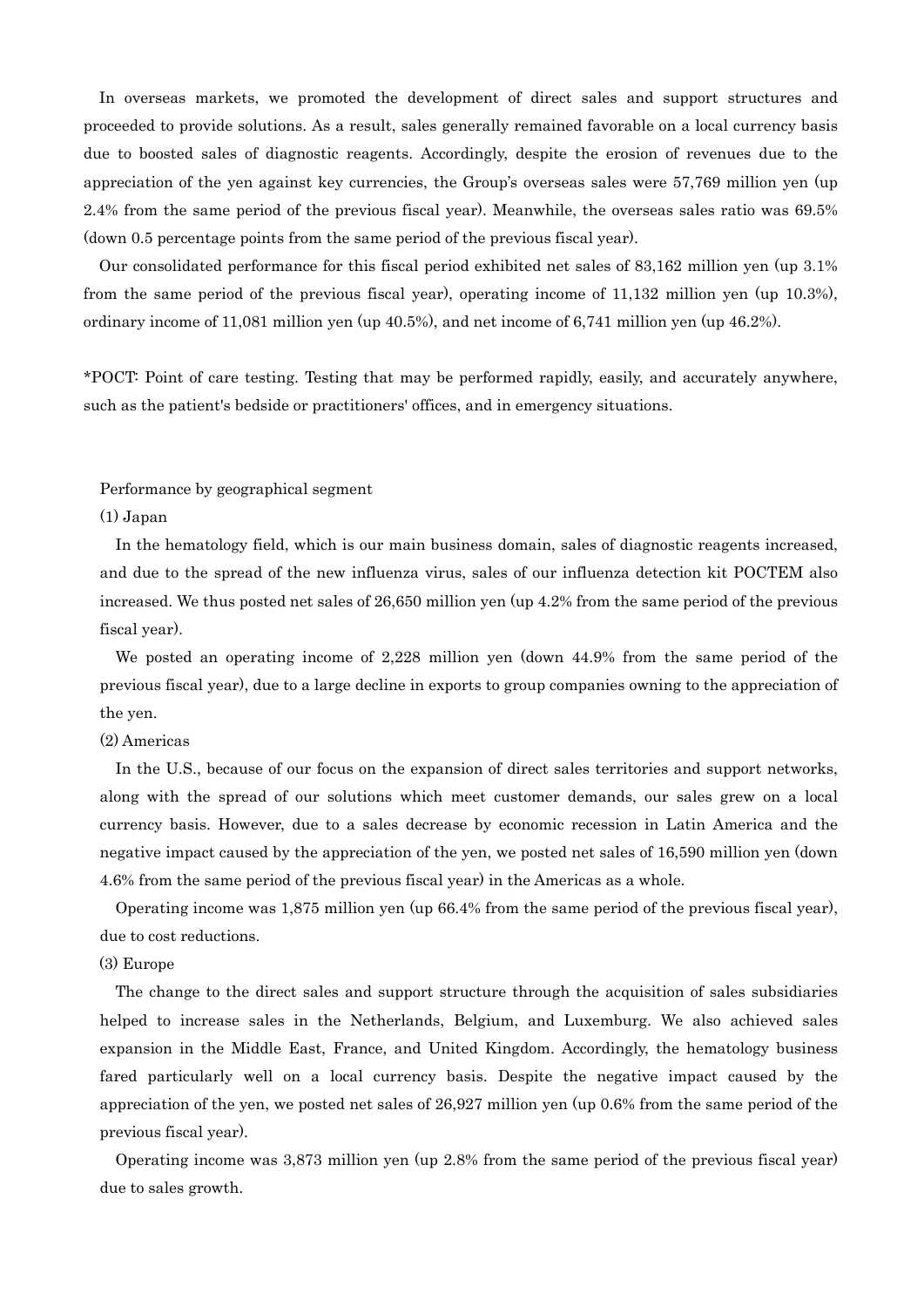In overseas markets, we promoted the development of direct sales and support structures and proceeded to provide solutions. As a result, sales generally remained favorable on a local currency basis due to boosted sales of diagnostic reagents. Accordingly, despite the erosion of revenues due to the appreciation of the yen against key currencies, the Group's overseas sales were 57,769 million yen (up 2.4% from the same period of the previous fiscal year). Meanwhile, the overseas sales ratio was 69.5% (down 0.5 percentage points from the same period of the previous fiscal year).

Our consolidated performance for this fiscal period exhibited net sales of 83,162 million yen (up 3.1% from the same period of the previous fiscal year), operating income of 11,132 million yen (up 10.3%), ordinary income of 11,081 million yen (up 40.5%), and net income of 6,741 million yen (up 46.2%).

*POCT: Point of care testing. Testing that may be performed rapidly, easily, and accurately anywhere, such as the patient's bedside or practitioners' offices, and in emergency situations.

Performance by geographical segment

(1) Japan

In the hematology field, which is our main business domain, sales of diagnostic reagents increased, and due to the spread of the new influenza virus, sales of our influenza detection kit POCTEM also increased. We thus posted net sales of 26,650 million yen (up 4.2% from the same period of the previous fiscal year).

We posted an operating income of 2,228 million yen (down 44.9% from the same period of the previous fiscal year), due to a large decline in exports to group companies owning to the appreciation of the yen.

(2) Americas

In the U.S., because of our focus on the expansion of direct sales territories and support networks, along with the spread of our solutions which meet customer demands, our sales grew on a local currency basis. However, due to a sales decrease by economic recession in Latin America and the negative impact caused by the appreciation of the yen, we posted net sales of 16,590 million yen (down 4.6% from the same period of the previous fiscal year) in the Americas as a whole.

Operating income was 1,875 million yen (up 66.4% from the same period of the previous fiscal year), due to cost reductions.

(3) Europe

The change to the direct sales and support structure through the acquisition of sales subsidiaries helped to increase sales in the Netherlands, Belgium, and Luxemburg. We also achieved sales expansion in the Middle East, France, and United Kingdom. Accordingly, the hematology business fared particularly well on a local currency basis. Despite the negative impact caused by the appreciation of the yen, we posted net sales of 26,927 million yen (up 0.6% from the same period of the previous fiscal year).

Operating income was 3,873 million yen (up 2.8% from the same period of the previous fiscal year) due to sales growth.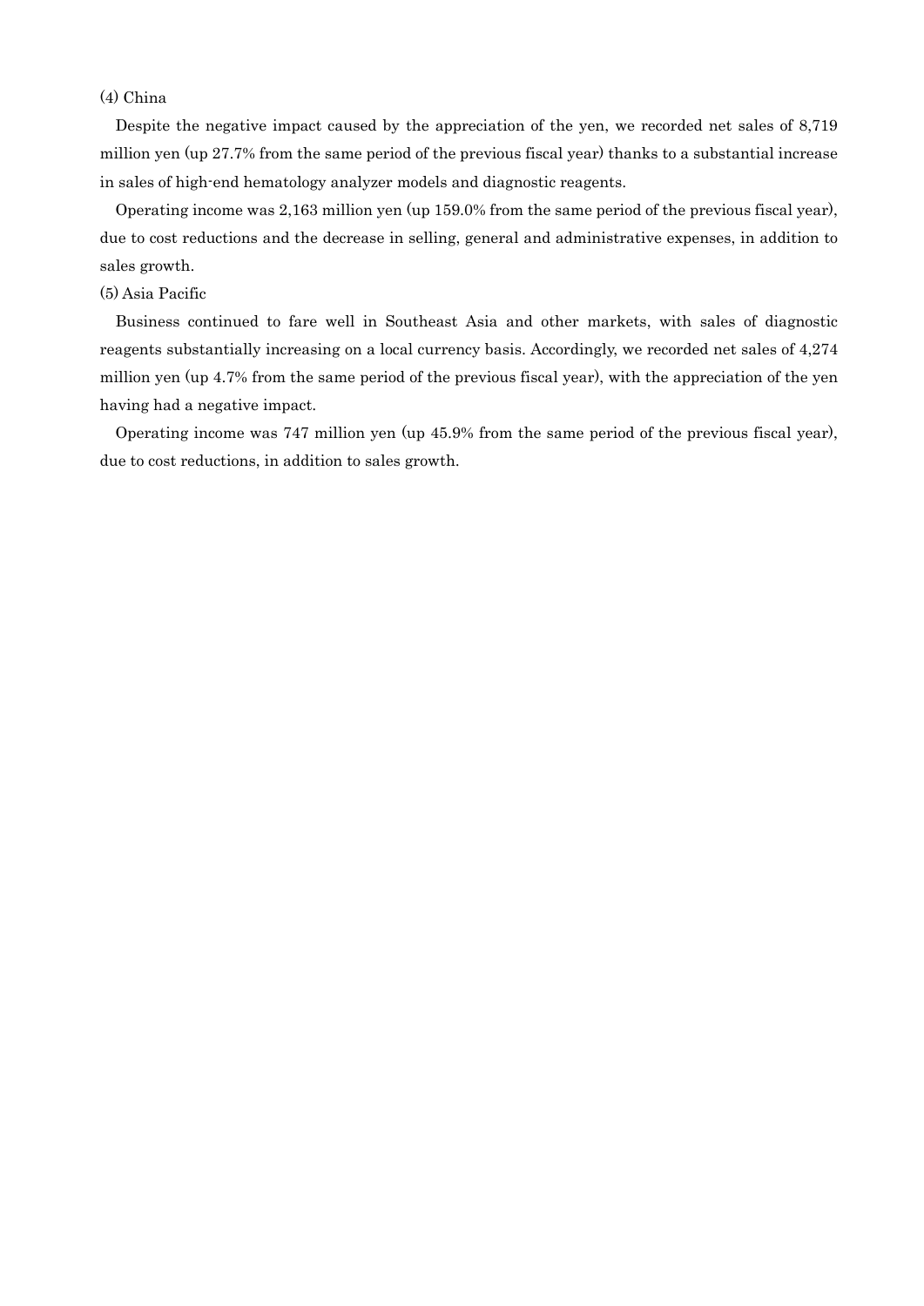(4) China

Despite the negative impact caused by the appreciation of the yen, we recorded net sales of 8,719 million yen (up 27.7% from the same period of the previous fiscal year) thanks to a substantial increase in sales of high-end hematology analyzer models and diagnostic reagents.

Operating income was 2,163 million yen (up 159.0% from the same period of the previous fiscal year), due to cost reductions and the decrease in selling, general and administrative expenses, in addition to sales growth.

(5) Asia Pacific

Business continued to fare well in Southeast Asia and other markets, with sales of diagnostic reagents substantially increasing on a local currency basis. Accordingly, we recorded net sales of 4,274 million yen (up 4.7% from the same period of the previous fiscal year), with the appreciation of the yen having had a negative impact.

Operating income was 747 million yen (up 45.9% from the same period of the previous fiscal year), due to cost reductions, in addition to sales growth.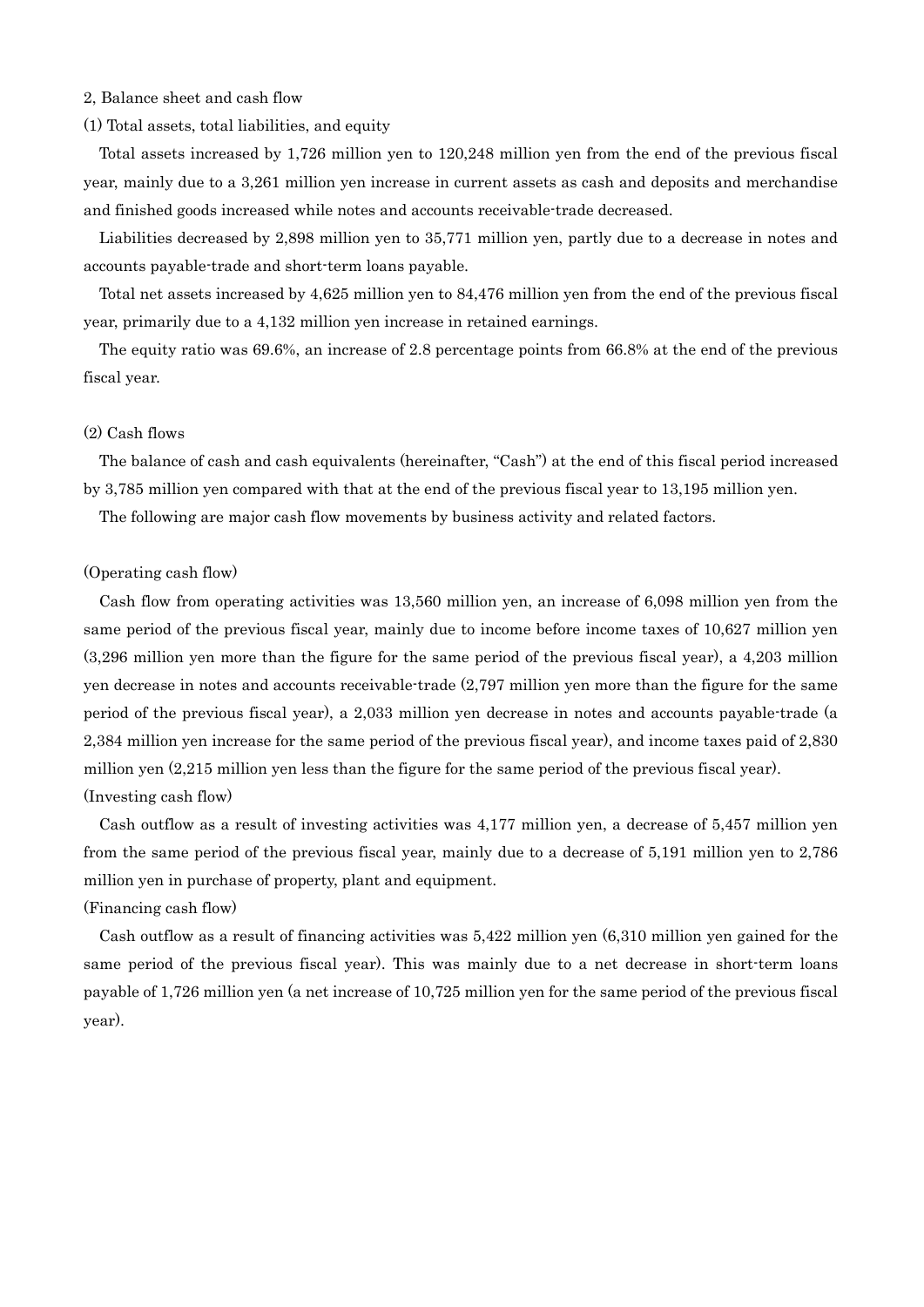## 2, Balance sheet and cash flow

### (1) Total assets, total liabilities, and equity

Total assets increased by 1,726 million yen to 120,248 million yen from the end of the previous fiscal year, mainly due to a 3,261 million yen increase in current assets as cash and deposits and merchandise and finished goods increased while notes and accounts receivable-trade decreased.

Liabilities decreased by 2,898 million yen to 35,771 million yen, partly due to a decrease in notes and accounts payable-trade and short-term loans payable.

Total net assets increased by 4,625 million yen to 84,476 million yen from the end of the previous fiscal year, primarily due to a 4,132 million yen increase in retained earnings.

The equity ratio was 69.6%, an increase of 2.8 percentage points from 66.8% at the end of the previous fiscal year.

### (2) Cash flows

The balance of cash and cash equivalents (hereinafter, "Cash") at the end of this fiscal period increased by 3,785 million yen compared with that at the end of the previous fiscal year to 13,195 million yen.

The following are major cash flow movements by business activity and related factors.

(Operating cash flow)

Cash flow from operating activities was 13,560 million yen, an increase of 6,098 million yen from the same period of the previous fiscal year, mainly due to income before income taxes of 10,627 million yen (3,296 million yen more than the figure for the same period of the previous fiscal year), a 4,203 million yen decrease in notes and accounts receivable-trade (2,797 million yen more than the figure for the same period of the previous fiscal year), a 2,033 million yen decrease in notes and accounts payable-trade (a 2,384 million yen increase for the same period of the previous fiscal year), and income taxes paid of 2,830 million yen (2,215 million yen less than the figure for the same period of the previous fiscal year).

(Investing cash flow)

Cash outflow as a result of investing activities was 4,177 million yen, a decrease of 5,457 million yen from the same period of the previous fiscal year, mainly due to a decrease of 5,191 million yen to 2,786 million yen in purchase of property, plant and equipment.

(Financing cash flow)

Cash outflow as a result of financing activities was 5,422 million yen (6,310 million yen gained for the same period of the previous fiscal year). This was mainly due to a net decrease in short-term loans payable of 1,726 million yen (a net increase of 10,725 million yen for the same period of the previous fiscal year).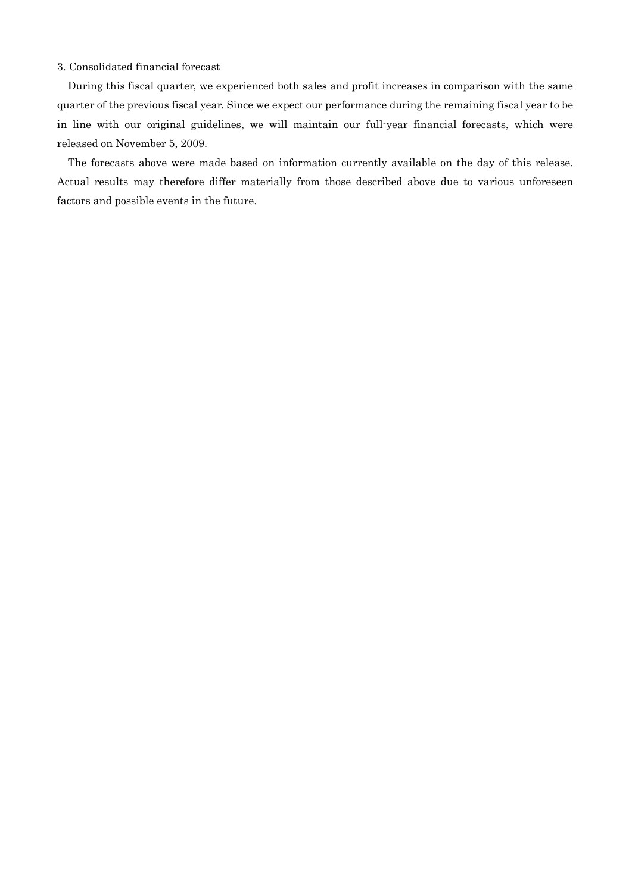### 3. Consolidated financial forecast

During this fiscal quarter, we experienced both sales and profit increases in comparison with the same quarter of the previous fiscal year. Since we expect our performance during the remaining fiscal year to be in line with our original guidelines, we will maintain our full-year financial forecasts, which were released on November 5, 2009.

The forecasts above were made based on information currently available on the day of this release. Actual results may therefore differ materially from those described above due to various unforeseen factors and possible events in the future.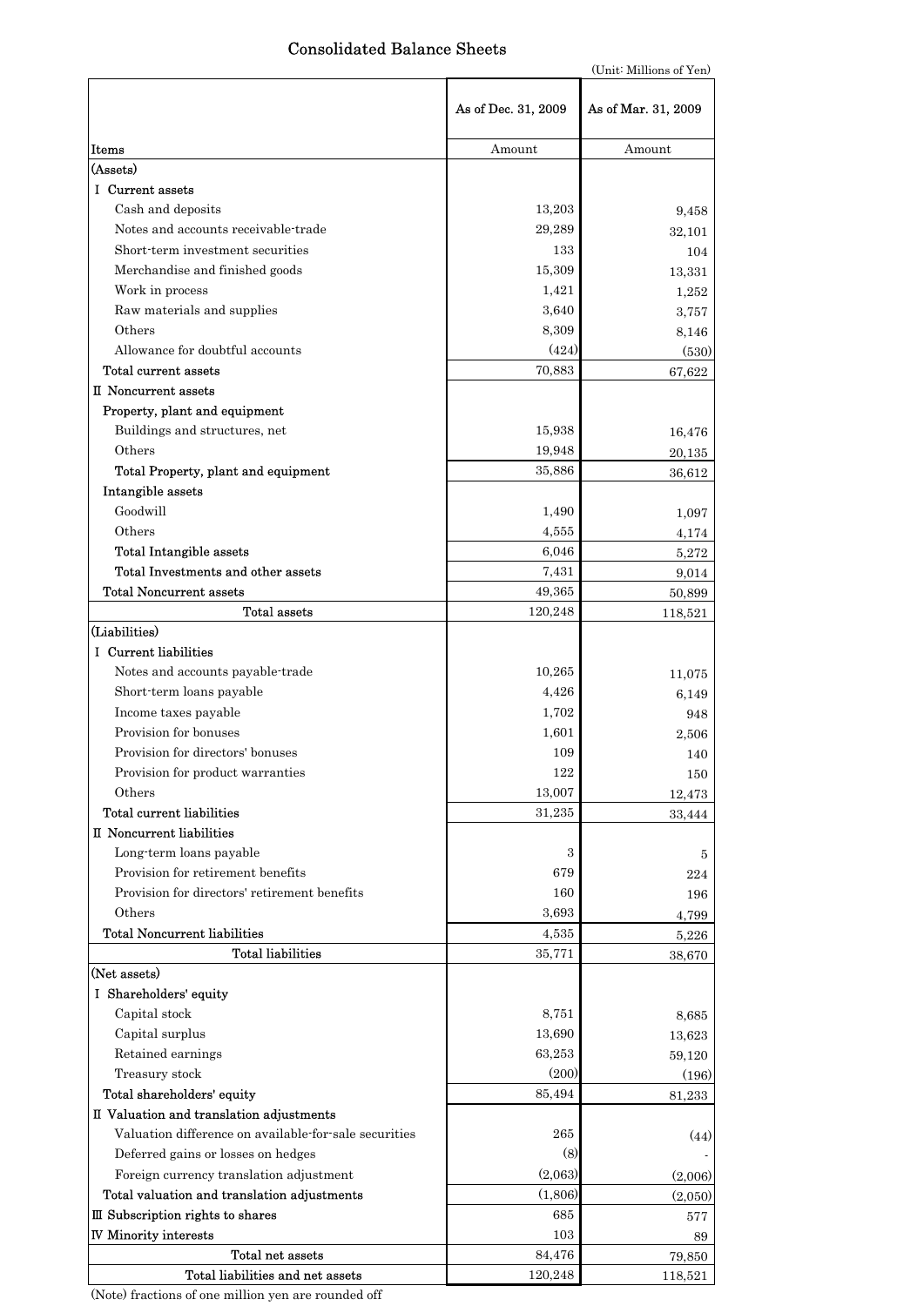## Consolidated Balance Sheets

(Unit: Millions of Yen)

| Items | As of Dec. 31, 2009 Amount | As of Mar. 31, 2009 Amount |
|---|---|---|
| (Assets) | | |
| Ⅰ Current assets | | |
| Cash and deposits | 13,203 | 9,458 |
| Notes and accounts receivable-trade | 29,289 | 32,101 |
| Short-term investment securities | 133 | 104 |
| Merchandise and finished goods | 15,309 | 13,331 |
| Work in process | 1,421 | 1,252 |
| Raw materials and supplies | 3,640 | 3,757 |
| Others | 8,309 | 8,146 |
| Allowance for doubtful accounts | (424) | (530) |
| Total current assets | 70,883 | 67,622 |
| Ⅱ Noncurrent assets | | |
| Property, plant and equipment | | |
| Buildings and structures, net | 15,938 | 16,476 |
| Others | 19,948 | 20,135 |
| Total Property, plant and equipment | 35,886 | 36,612 |
| Intangible assets | | |
| Goodwill | 1,490 | 1,097 |
| Others | 4,555 | 4,174 |
| Total Intangible assets | 6,046 | 5,272 |
| Total Investments and other assets | 7,431 | 9,014 |
| Total Noncurrent assets | 49,365 | 50,899 |
| Total assets | 120,248 | 118,521 |
| (Liabilities) | | |
| Ⅰ Current liabilities | | |
| Notes and accounts payable-trade | 10,265 | 11,075 |
| Short-term loans payable | 4,426 | 6,149 |
| Income taxes payable | 1,702 | 948 |
| Provision for bonuses | 1,601 | 2,506 |
| Provision for directors' bonuses | 109 | 140 |
| Provision for product warranties | 122 | 150 |
| Others | 13,007 | 12,473 |
| Total current liabilities | 31,235 | 33,444 |
| Ⅱ Noncurrent liabilities | | |
| Long-term loans payable | 3 | 5 |
| Provision for retirement benefits | 679 | 224 |
| Provision for directors' retirement benefits | 160 | 196 |
| Others | 3,693 | 4,799 |
| Total Noncurrent liabilities | 4,535 | 5,226 |
| Total liabilities | 35,771 | 38,670 |
| (Net assets) | | |
| Ⅰ Shareholders' equity | | |
| Capital stock | 8,751 | 8,685 |
| Capital surplus | 13,690 | 13,623 |
| Retained earnings | 63,253 | 59,120 |
| Treasury stock | (200) | (196) |
| Total shareholders' equity | 85,494 | 81,233 |
| Ⅱ Valuation and translation adjustments | | |
| Valuation difference on available-for-sale securities | 265 | (44) |
| Deferred gains or losses on hedges | (8) | - |
| Foreign currency translation adjustment | (2,063) | (2,006) |
| Total valuation and translation adjustments | (1,806) | (2,050) |
| Ⅲ Subscription rights to shares | 685 | 577 |
| Ⅳ Minority interests | 103 | 89 |
| Total net assets | 84,476 | 79,850 |
| Total liabilities and net assets | 120,248 | 118,521 |

(Note) fractions of one million yen are rounded off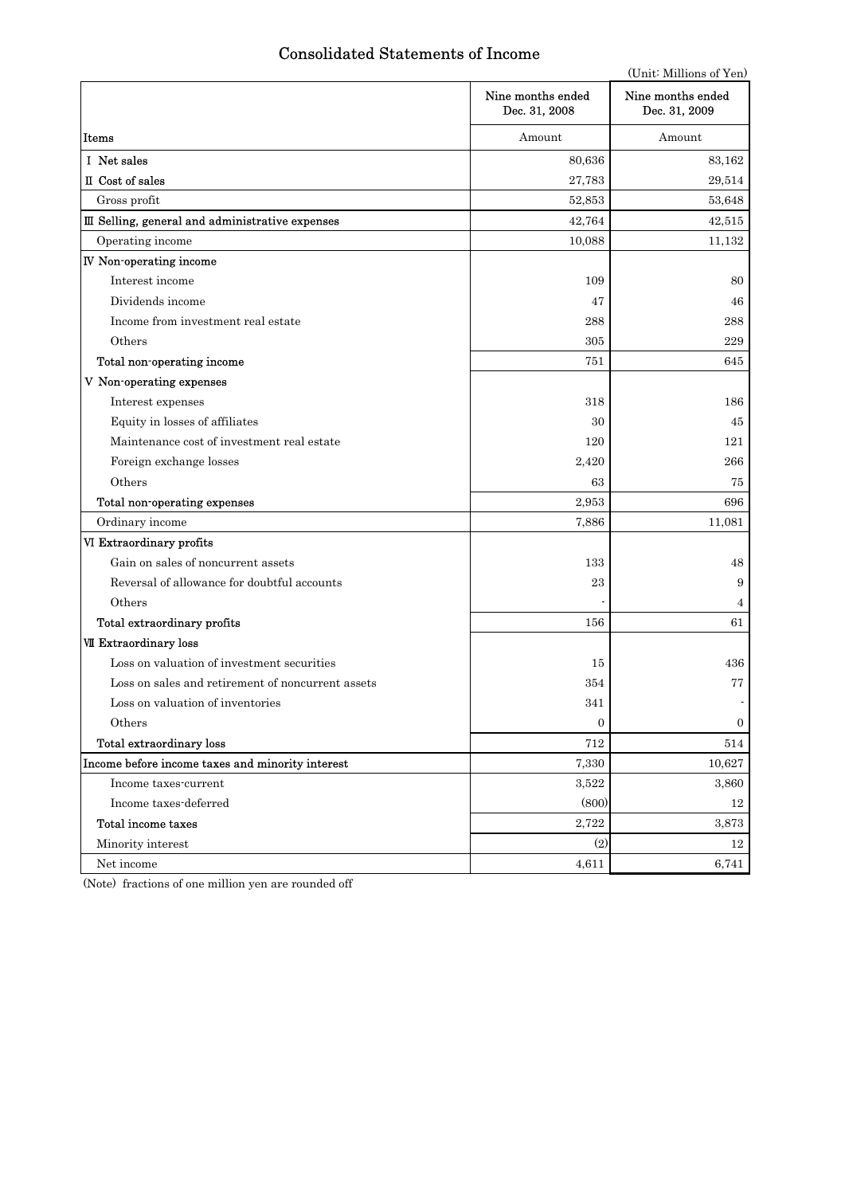# Consolidated Statements of Income

(Unit: Millions of Yen)

| Items | Nine months ended Dec. 31, 2008 | Nine months ended Dec. 31, 2009 |
|---|---|---|
| | Amount | Amount |
| Ⅰ Net sales | 80,636 | 83,162 |
| Ⅱ Cost of sales | 27,783 | 29,514 |
| Gross profit | 52,853 | 53,648 |
| Ⅲ Selling, general and administrative expenses | 42,764 | 42,515 |
| Operating income | 10,088 | 11,132 |
| Ⅳ Non-operating income | | |
| Interest income | 109 | 80 |
| Dividends income | 47 | 46 |
| Income from investment real estate | 288 | 288 |
| Others | 305 | 229 |
| Total non-operating income | 751 | 645 |
| Ⅴ Non-operating expenses | | |
| Interest expenses | 318 | 186 |
| Equity in losses of affiliates | 30 | 45 |
| Maintenance cost of investment real estate | 120 | 121 |
| Foreign exchange losses | 2,420 | 266 |
| Others | 63 | 75 |
| Total non-operating expenses | 2,953 | 696 |
| Ordinary income | 7,886 | 11,081 |
| Ⅵ Extraordinary profits | | |
| Gain on sales of noncurrent assets | 133 | 48 |
| Reversal of allowance for doubtful accounts | 23 | 9 |
| Others | - | 4 |
| Total extraordinary profits | 156 | 61 |
| Ⅶ Extraordinary loss | | |
| Loss on valuation of investment securities | 15 | 436 |
| Loss on sales and retirement of noncurrent assets | 354 | 77 |
| Loss on valuation of inventories | 341 | - |
| Others | 0 | 0 |
| Total extraordinary loss | 712 | 514 |
| Income before income taxes and minority interest | 7,330 | 10,627 |
| Income taxes-current | 3,522 | 3,860 |
| Income taxes-deferred | (800) | 12 |
| Total income taxes | 2,722 | 3,873 |
| Minority interest | (2) | 12 |
| Net income | 4,611 | 6,741 |

(Note) fractions of one million yen are rounded off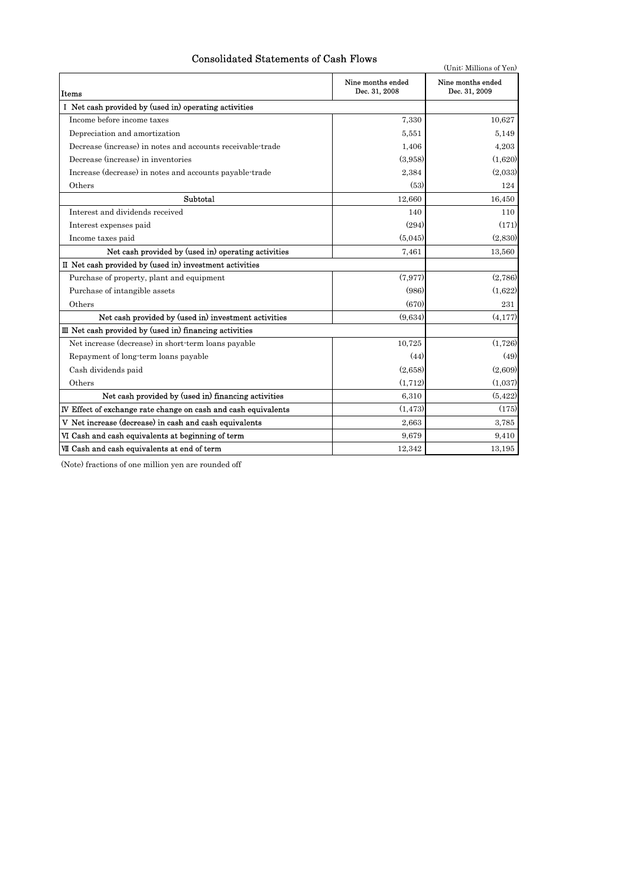# Consolidated Statements of Cash Flows

(Unit: Millions of Yen)

| Items | Nine months ended Dec. 31, 2008 | Nine months ended Dec. 31, 2009 |
|---|---|---|
| Ⅰ Net cash provided by (used in) operating activities | | |
| Income before income taxes | 7,330 | 10,627 |
| Depreciation and amortization | 5,551 | 5,149 |
| Decrease (increase) in notes and accounts receivable-trade | 1,406 | 4,203 |
| Decrease (increase) in inventories | (3,958) | (1,620) |
| Increase (decrease) in notes and accounts payable-trade | 2,384 | (2,033) |
| Others | (53) | 124 |
| Subtotal | 12,660 | 16,450 |
| Interest and dividends received | 140 | 110 |
| Interest expenses paid | (294) | (171) |
| Income taxes paid | (5,045) | (2,830) |
| Net cash provided by (used in) operating activities | 7,461 | 13,560 |
| Ⅱ Net cash provided by (used in) investment activities | | |
| Purchase of property, plant and equipment | (7,977) | (2,786) |
| Purchase of intangible assets | (986) | (1,622) |
| Others | (670) | 231 |
| Net cash provided by (used in) investment activities | (9,634) | (4,177) |
| Ⅲ Net cash provided by (used in) financing activities | | |
| Net increase (decrease) in short-term loans payable | 10,725 | (1,726) |
| Repayment of long-term loans payable | (44) | (49) |
| Cash dividends paid | (2,658) | (2,609) |
| Others | (1,712) | (1,037) |
| Net cash provided by (used in) financing activities | 6,310 | (5,422) |
| Ⅳ Effect of exchange rate change on cash and cash equivalents | (1,473) | (175) |
| Ⅴ Net increase (decrease) in cash and cash equivalents | 2,663 | 3,785 |
| Ⅵ Cash and cash equivalents at beginning of term | 9,679 | 9,410 |
| Ⅶ Cash and cash equivalents at end of term | 12,342 | 13,195 |

(Note) fractions of one million yen are rounded off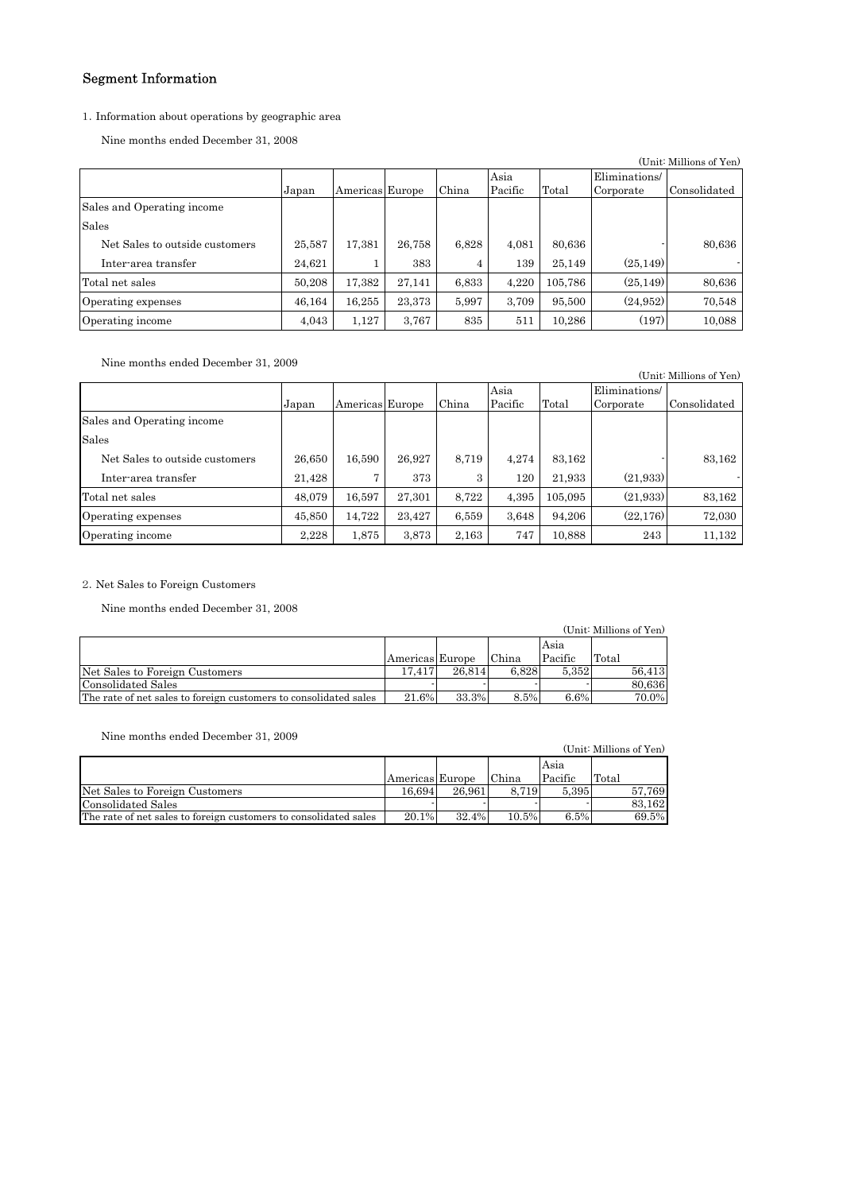## Segment Information

1. Information about operations by geographic area

Nine months ended December 31, 2008

(Unit: Millions of Yen)

| | Japan | Americas | Europe | China | Asia Pacific | Total | Eliminations/ Corporate | Consolidated |
|---|---|---|---|---|---|---|---|---|
| Sales and Operating income | | | | | | | | |
| Sales | | | | | | | | |
| Net Sales to outside customers | 25,587 | 17,381 | 26,758 | 6,828 | 4,081 | 80,636 | - | 80,636 |
| Inter-area transfer | 24,621 | 1 | 383 | 4 | 139 | 25,149 | (25,149) | - |
| Total net sales | 50,208 | 17,382 | 27,141 | 6,833 | 4,220 | 105,786 | (25,149) | 80,636 |
| Operating expenses | 46,164 | 16,255 | 23,373 | 5,997 | 3,709 | 95,500 | (24,952) | 70,548 |
| Operating income | 4,043 | 1,127 | 3,767 | 835 | 511 | 10,286 | (197) | 10,088 |

Nine months ended December 31, 2009

(Unit: Millions of Yen)

| | Japan | Americas | Europe | China | Asia Pacific | Total | Eliminations/ Corporate | Consolidated |
|---|---|---|---|---|---|---|---|---|
| Sales and Operating income | | | | | | | | |
| Sales | | | | | | | | |
| Net Sales to outside customers | 26,650 | 16,590 | 26,927 | 8,719 | 4,274 | 83,162 | - | 83,162 |
| Inter-area transfer | 21,428 | 7 | 373 | 3 | 120 | 21,933 | (21,933) | - |
| Total net sales | 48,079 | 16,597 | 27,301 | 8,722 | 4,395 | 105,095 | (21,933) | 83,162 |
| Operating expenses | 45,850 | 14,722 | 23,427 | 6,559 | 3,648 | 94,206 | (22,176) | 72,030 |
| Operating income | 2,228 | 1,875 | 3,873 | 2,163 | 747 | 10,888 | 243 | 11,132 |

2. Net Sales to Foreign Customers

Nine months ended December 31, 2008

(Unit: Millions of Yen)

| | Americas | Europe | China | Asia Pacific | Total |
|---|---|---|---|---|---|
| Net Sales to Foreign Customers | 17,417 | 26,814 | 6,828 | 5,352 | 56,413 |
| Consolidated Sales | - | - | - | - | 80,636 |
| The rate of net sales to foreign customers to consolidated sales | 21.6% | 33.3% | 8.5% | 6.6% | 70.0% |

Nine months ended December 31, 2009

(Unit: Millions of Yen)

| | Americas | Europe | China | Asia Pacific | Total |
|---|---|---|---|---|---|
| Net Sales to Foreign Customers | 16,694 | 26,961 | 8,719 | 5,395 | 57,769 |
| Consolidated Sales | - | - | - | - | 83,162 |
| The rate of net sales to foreign customers to consolidated sales | 20.1% | 32.4% | 10.5% | 6.5% | 69.5% |